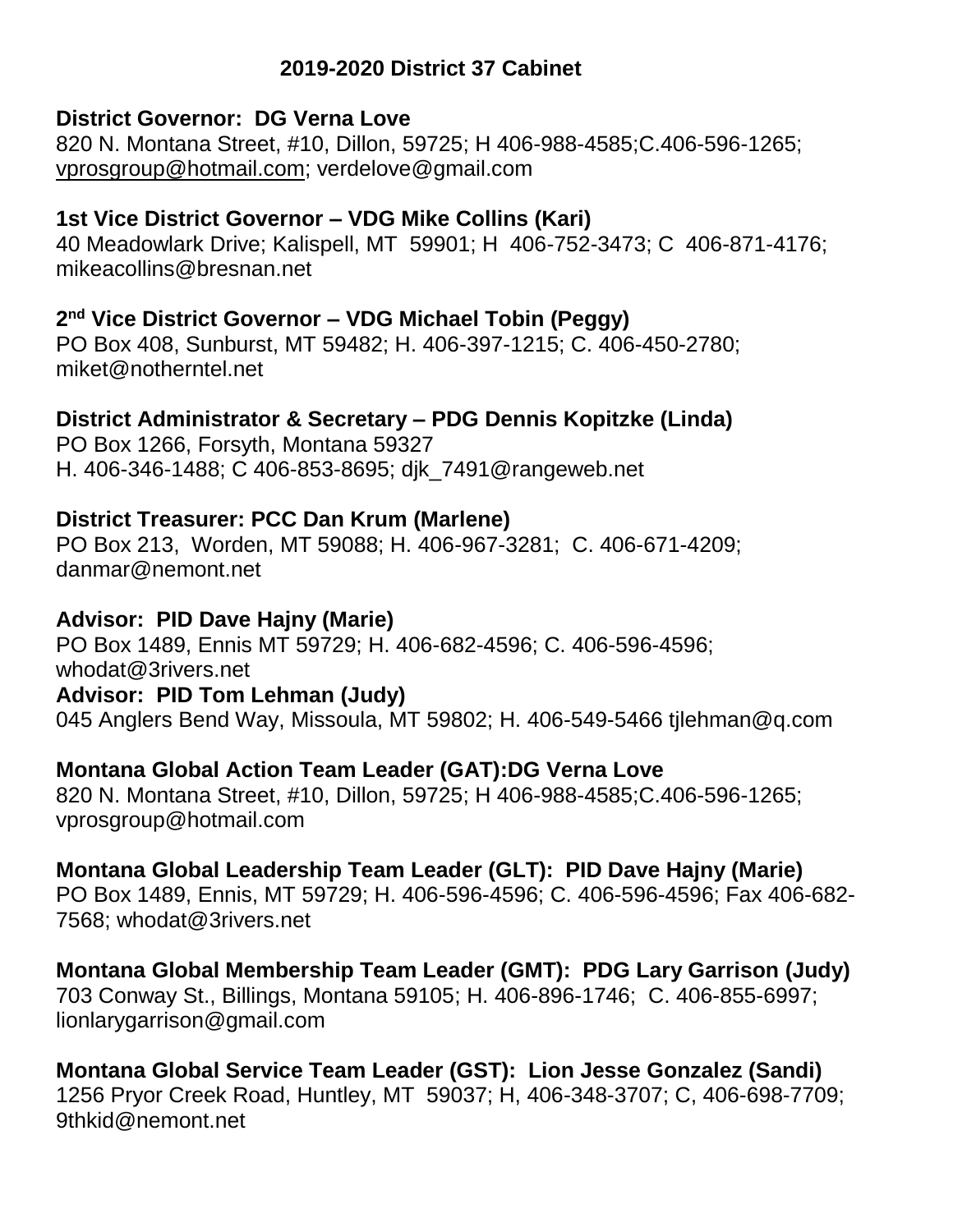## 2019-2020 District 37 Cabinet

**District Governor: DG Verna Love**
820 N. Montana Street, #10, Dillon, 59725; H 406-988-4585;C.406-596-1265; vprosgroup@hotmail.com; verdelove@gmail.com

**1st Vice District Governor – VDG Mike Collins (Kari)**
40 Meadowlark Drive; Kalispell, MT 59901; H 406-752-3473; C 406-871-4176; mikeacollins@bresnan.net

**2nd Vice District Governor – VDG Michael Tobin (Peggy)**
PO Box 408, Sunburst, MT 59482; H. 406-397-1215; C. 406-450-2780; miket@notherntel.net

**District Administrator & Secretary – PDG Dennis Kopitzke (Linda)**
PO Box 1266, Forsyth, Montana 59327
H. 406-346-1488; C 406-853-8695; djk_7491@rangeweb.net

**District Treasurer: PCC Dan Krum (Marlene)**
PO Box 213, Worden, MT 59088; H. 406-967-3281; C. 406-671-4209; danmar@nemont.net

**Advisor: PID Dave Hajny (Marie)**
PO Box 1489, Ennis MT 59729; H. 406-682-4596; C. 406-596-4596; whodat@3rivers.net

**Advisor: PID Tom Lehman (Judy)**
045 Anglers Bend Way, Missoula, MT 59802; H. 406-549-5466 tjlehman@q.com

**Montana Global Action Team Leader (GAT):DG Verna Love**
820 N. Montana Street, #10, Dillon, 59725; H 406-988-4585;C.406-596-1265; vprosgroup@hotmail.com

**Montana Global Leadership Team Leader (GLT): PID Dave Hajny (Marie)**
PO Box 1489, Ennis, MT 59729; H. 406-596-4596; C. 406-596-4596; Fax 406-682-7568; whodat@3rivers.net

**Montana Global Membership Team Leader (GMT): PDG Lary Garrison (Judy)**
703 Conway St., Billings, Montana 59105; H. 406-896-1746; C. 406-855-6997; lionlarygarrison@gmail.com

**Montana Global Service Team Leader (GST): Lion Jesse Gonzalez (Sandi)**
1256 Pryor Creek Road, Huntley, MT 59037; H, 406-348-3707; C, 406-698-7709; 9thkid@nemont.net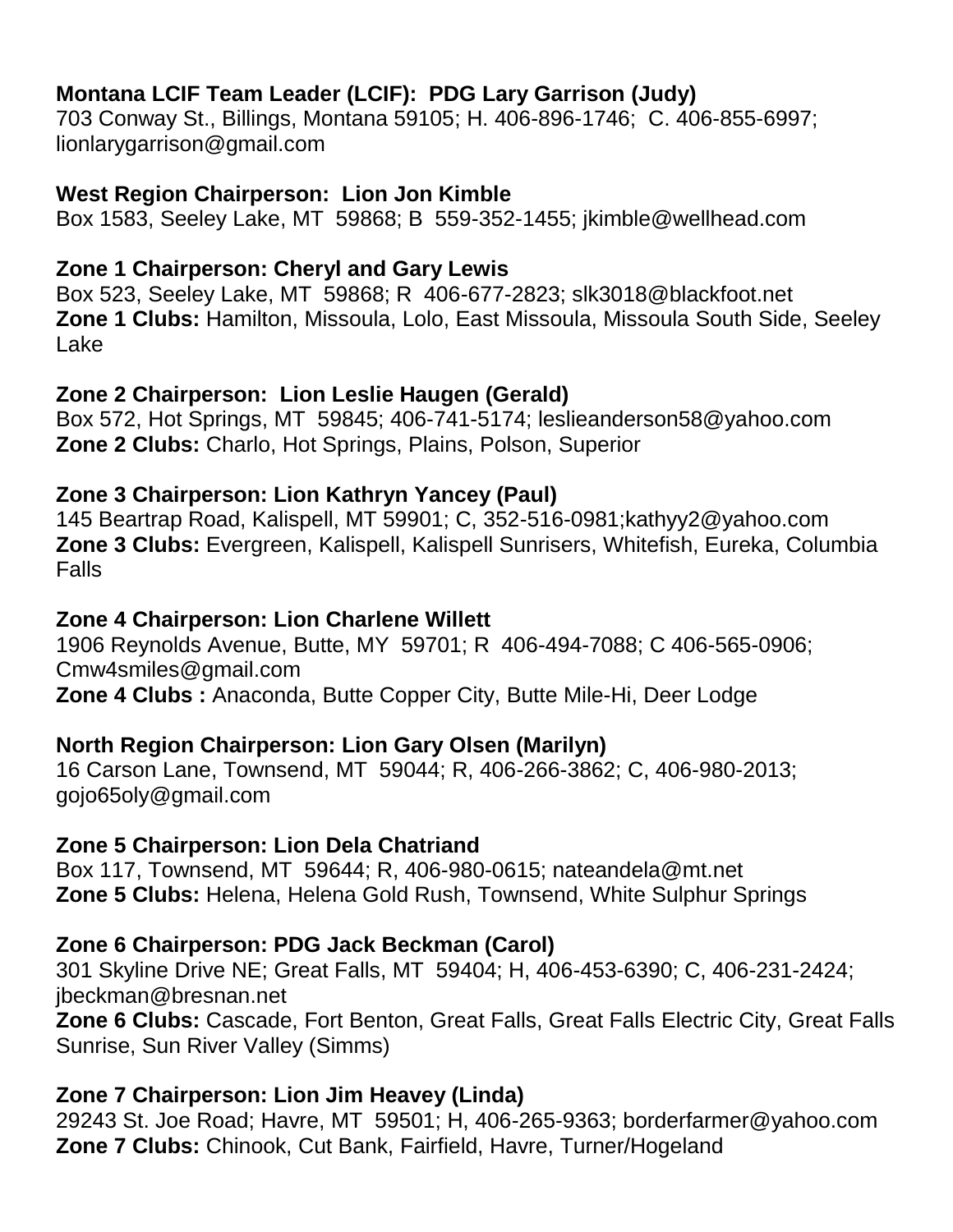**Montana LCIF Team Leader (LCIF): PDG Lary Garrison (Judy)**
703 Conway St., Billings, Montana 59105; H. 406-896-1746; C. 406-855-6997; lionlarygarrison@gmail.com

**West Region Chairperson: Lion Jon Kimble**
Box 1583, Seeley Lake, MT 59868; B 559-352-1455; jkimble@wellhead.com

**Zone 1 Chairperson: Cheryl and Gary Lewis**
Box 523, Seeley Lake, MT 59868; R 406-677-2823; slk3018@blackfoot.net
**Zone 1 Clubs:** Hamilton, Missoula, Lolo, East Missoula, Missoula South Side, Seeley Lake

**Zone 2 Chairperson: Lion Leslie Haugen (Gerald)**
Box 572, Hot Springs, MT 59845; 406-741-5174; leslieanderson58@yahoo.com
**Zone 2 Clubs:** Charlo, Hot Springs, Plains, Polson, Superior

**Zone 3 Chairperson: Lion Kathryn Yancey (Paul)**
145 Beartrap Road, Kalispell, MT 59901; C, 352-516-0981;kathyy2@yahoo.com
**Zone 3 Clubs:** Evergreen, Kalispell, Kalispell Sunrisers, Whitefish, Eureka, Columbia Falls

**Zone 4 Chairperson: Lion Charlene Willett**
1906 Reynolds Avenue, Butte, MY 59701; R 406-494-7088; C 406-565-0906; Cmw4smiles@gmail.com
**Zone 4 Clubs :** Anaconda, Butte Copper City, Butte Mile-Hi, Deer Lodge

**North Region Chairperson: Lion Gary Olsen (Marilyn)**
16 Carson Lane, Townsend, MT 59044; R, 406-266-3862; C, 406-980-2013; gojo65oly@gmail.com

**Zone 5 Chairperson: Lion Dela Chatriand**
Box 117, Townsend, MT 59644; R, 406-980-0615; nateandela@mt.net
**Zone 5 Clubs:** Helena, Helena Gold Rush, Townsend, White Sulphur Springs

**Zone 6 Chairperson: PDG Jack Beckman (Carol)**
301 Skyline Drive NE; Great Falls, MT 59404; H, 406-453-6390; C, 406-231-2424; jbeckman@bresnan.net
**Zone 6 Clubs:** Cascade, Fort Benton, Great Falls, Great Falls Electric City, Great Falls Sunrise, Sun River Valley (Simms)

**Zone 7 Chairperson: Lion Jim Heavey (Linda)**
29243 St. Joe Road; Havre, MT 59501; H, 406-265-9363; borderfarmer@yahoo.com
**Zone 7 Clubs:** Chinook, Cut Bank, Fairfield, Havre, Turner/Hogeland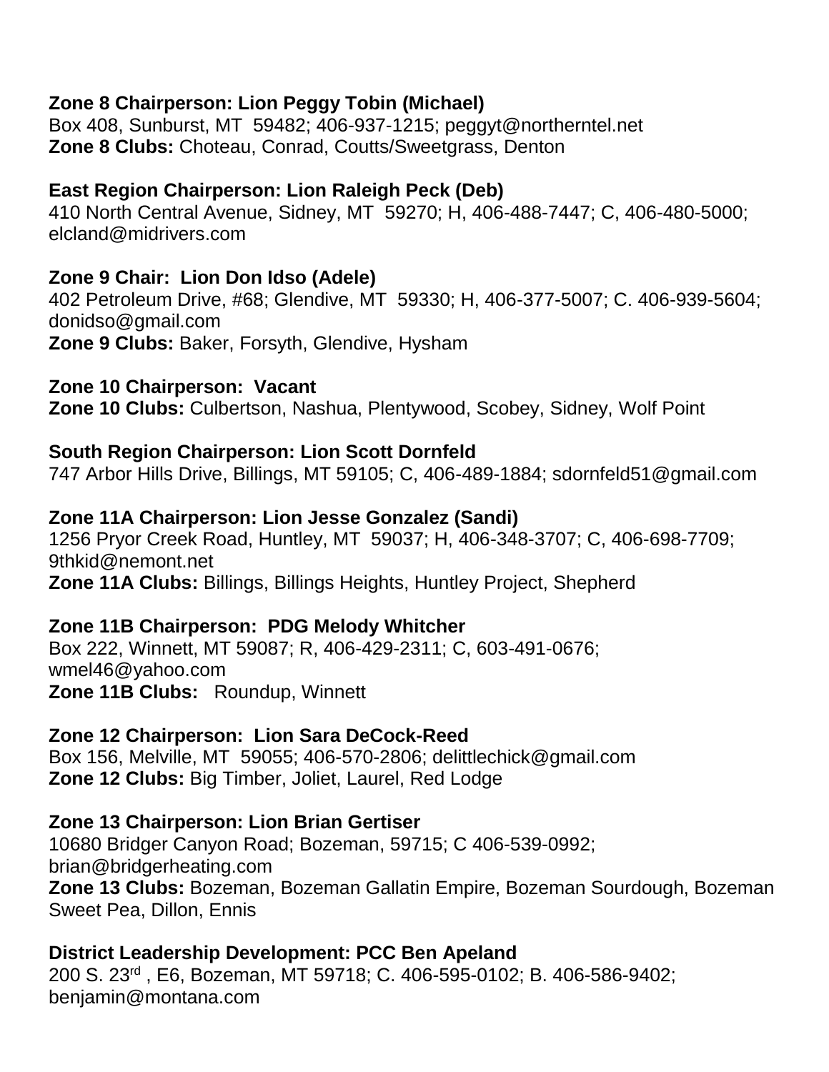**Zone 8 Chairperson: Lion Peggy Tobin (Michael)**
Box 408, Sunburst, MT  59482; 406-937-1215; peggyt@northerntel.net
**Zone 8 Clubs:** Choteau, Conrad, Coutts/Sweetgrass, Denton

**East Region Chairperson: Lion Raleigh Peck (Deb)**
410 North Central Avenue, Sidney, MT  59270; H, 406-488-7447; C, 406-480-5000; elcland@midrivers.com

**Zone 9 Chair:  Lion Don Idso (Adele)**
402 Petroleum Drive, #68; Glendive, MT  59330; H, 406-377-5007; C. 406-939-5604; donidso@gmail.com
**Zone 9 Clubs:** Baker, Forsyth, Glendive, Hysham

**Zone 10 Chairperson:  Vacant**
**Zone 10 Clubs:** Culbertson, Nashua, Plentywood, Scobey, Sidney, Wolf Point

**South Region Chairperson: Lion Scott Dornfeld**
747 Arbor Hills Drive, Billings, MT 59105; C, 406-489-1884; sdornfeld51@gmail.com

**Zone 11A Chairperson: Lion Jesse Gonzalez (Sandi)**
1256 Pryor Creek Road, Huntley, MT  59037; H, 406-348-3707; C, 406-698-7709; 9thkid@nemont.net
**Zone 11A Clubs:** Billings, Billings Heights, Huntley Project, Shepherd

**Zone 11B Chairperson:  PDG Melody Whitcher**
Box 222, Winnett, MT 59087; R, 406-429-2311; C, 603-491-0676; wmel46@yahoo.com
**Zone 11B Clubs:**   Roundup, Winnett

**Zone 12 Chairperson:  Lion Sara DeCock-Reed**
Box 156, Melville, MT  59055; 406-570-2806; delittlechick@gmail.com
**Zone 12 Clubs:** Big Timber, Joliet, Laurel, Red Lodge

**Zone 13 Chairperson: Lion Brian Gertiser**
10680 Bridger Canyon Road; Bozeman, 59715; C 406-539-0992; brian@bridgerheating.com
**Zone 13 Clubs:** Bozeman, Bozeman Gallatin Empire, Bozeman Sourdough, Bozeman Sweet Pea, Dillon, Ennis

**District Leadership Development: PCC Ben Apeland**
200 S. 23rd , E6, Bozeman, MT 59718; C. 406-595-0102; B. 406-586-9402; benjamin@montana.com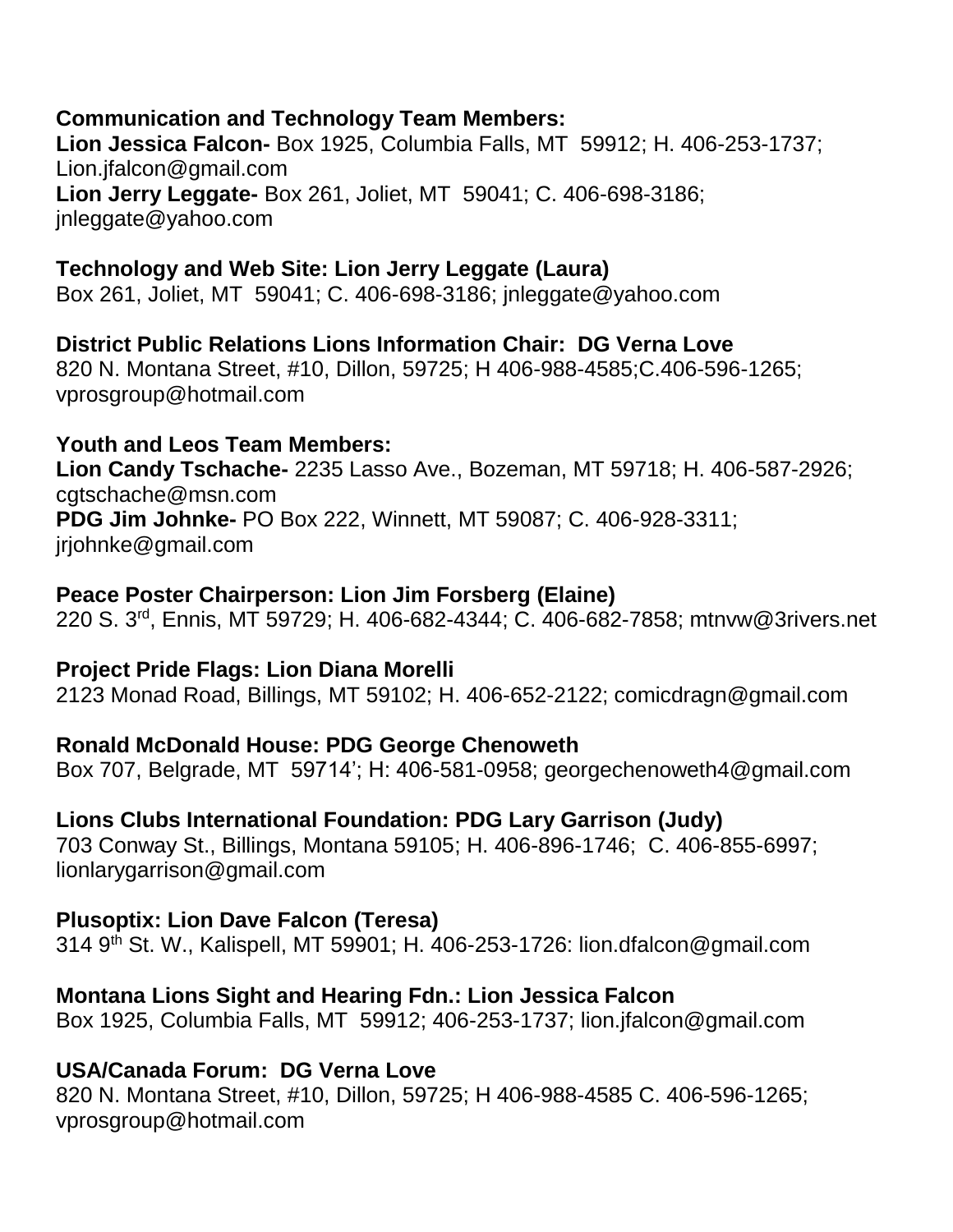**Communication and Technology Team Members:**
**Lion Jessica Falcon-** Box 1925, Columbia Falls, MT 59912; H. 406-253-1737; Lion.jfalcon@gmail.com
**Lion Jerry Leggate-** Box 261, Joliet, MT 59041; C. 406-698-3186; jnleggate@yahoo.com

**Technology and Web Site: Lion Jerry Leggate (Laura)**
Box 261, Joliet, MT 59041; C. 406-698-3186; jnleggate@yahoo.com

**District Public Relations Lions Information Chair: DG Verna Love**
820 N. Montana Street, #10, Dillon, 59725; H 406-988-4585;C.406-596-1265; vprosgroup@hotmail.com

**Youth and Leos Team Members:**
**Lion Candy Tschache-** 2235 Lasso Ave., Bozeman, MT 59718; H. 406-587-2926; cgtschache@msn.com
**PDG Jim Johnke-** PO Box 222, Winnett, MT 59087; C. 406-928-3311; jrjohnke@gmail.com

**Peace Poster Chairperson: Lion Jim Forsberg (Elaine)**
220 S. 3rd, Ennis, MT 59729; H. 406-682-4344; C. 406-682-7858; mtnvw@3rivers.net

**Project Pride Flags: Lion Diana Morelli**
2123 Monad Road, Billings, MT 59102; H. 406-652-2122; comicdragn@gmail.com

**Ronald McDonald House: PDG George Chenoweth**
Box 707, Belgrade, MT 59714'; H: 406-581-0958; georgechenoweth4@gmail.com

**Lions Clubs International Foundation: PDG Lary Garrison (Judy)**
703 Conway St., Billings, Montana 59105; H. 406-896-1746; C. 406-855-6997; lionlarygarrison@gmail.com

**Plusoptix: Lion Dave Falcon (Teresa)**
314 9th St. W., Kalispell, MT 59901; H. 406-253-1726: lion.dfalcon@gmail.com

**Montana Lions Sight and Hearing Fdn.: Lion Jessica Falcon**
Box 1925, Columbia Falls, MT 59912; 406-253-1737; lion.jfalcon@gmail.com

**USA/Canada Forum: DG Verna Love**
820 N. Montana Street, #10, Dillon, 59725; H 406-988-4585 C. 406-596-1265; vprosgroup@hotmail.com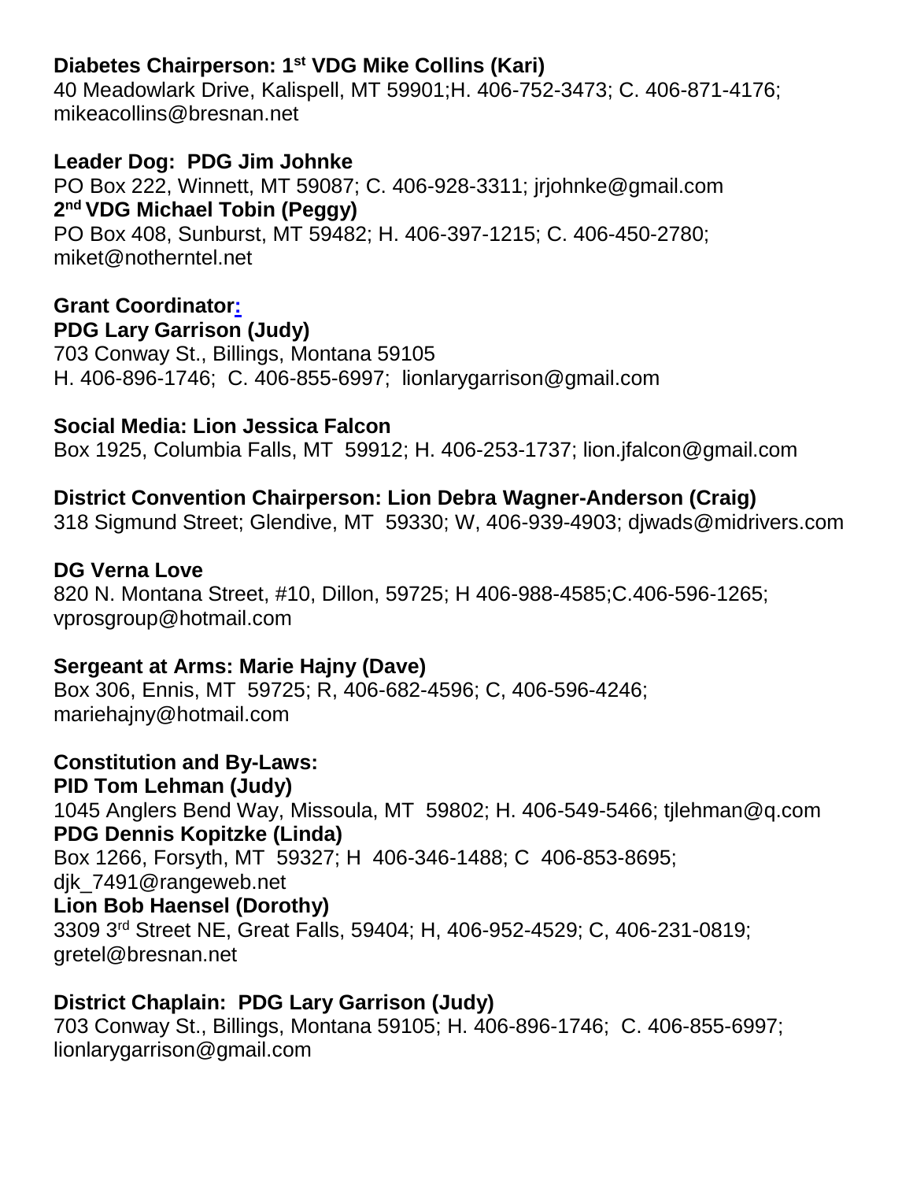**Diabetes Chairperson: 1st VDG Mike Collins (Kari)**
40 Meadowlark Drive, Kalispell, MT 59901;H. 406-752-3473; C. 406-871-4176; mikeacollins@bresnan.net

**Leader Dog: PDG Jim Johnke**
PO Box 222, Winnett, MT 59087; C. 406-928-3311; jrjohnke@gmail.com
**2nd VDG Michael Tobin (Peggy)**
PO Box 408, Sunburst, MT 59482; H. 406-397-1215; C. 406-450-2780; miket@notherntel.net

**Grant Coordinator:**
**PDG Lary Garrison (Judy)**
703 Conway St., Billings, Montana 59105
H. 406-896-1746; C. 406-855-6997; lionlarygarrison@gmail.com

**Social Media: Lion Jessica Falcon**
Box 1925, Columbia Falls, MT 59912; H. 406-253-1737; lion.jfalcon@gmail.com

**District Convention Chairperson: Lion Debra Wagner-Anderson (Craig)**
318 Sigmund Street; Glendive, MT 59330; W, 406-939-4903; djwads@midrivers.com

**DG Verna Love**
820 N. Montana Street, #10, Dillon, 59725; H 406-988-4585;C.406-596-1265; vprosgroup@hotmail.com

**Sergeant at Arms: Marie Hajny (Dave)**
Box 306, Ennis, MT 59725; R, 406-682-4596; C, 406-596-4246; mariehajny@hotmail.com

**Constitution and By-Laws:**
**PID Tom Lehman (Judy)**
1045 Anglers Bend Way, Missoula, MT 59802; H. 406-549-5466; tjlehman@q.com
**PDG Dennis Kopitzke (Linda)**
Box 1266, Forsyth, MT 59327; H 406-346-1488; C 406-853-8695; djk_7491@rangeweb.net
**Lion Bob Haensel (Dorothy)**
3309 3rd Street NE, Great Falls, 59404; H, 406-952-4529; C, 406-231-0819; gretel@bresnan.net

**District Chaplain: PDG Lary Garrison (Judy)**
703 Conway St., Billings, Montana 59105; H. 406-896-1746; C. 406-855-6997; lionlarygarrison@gmail.com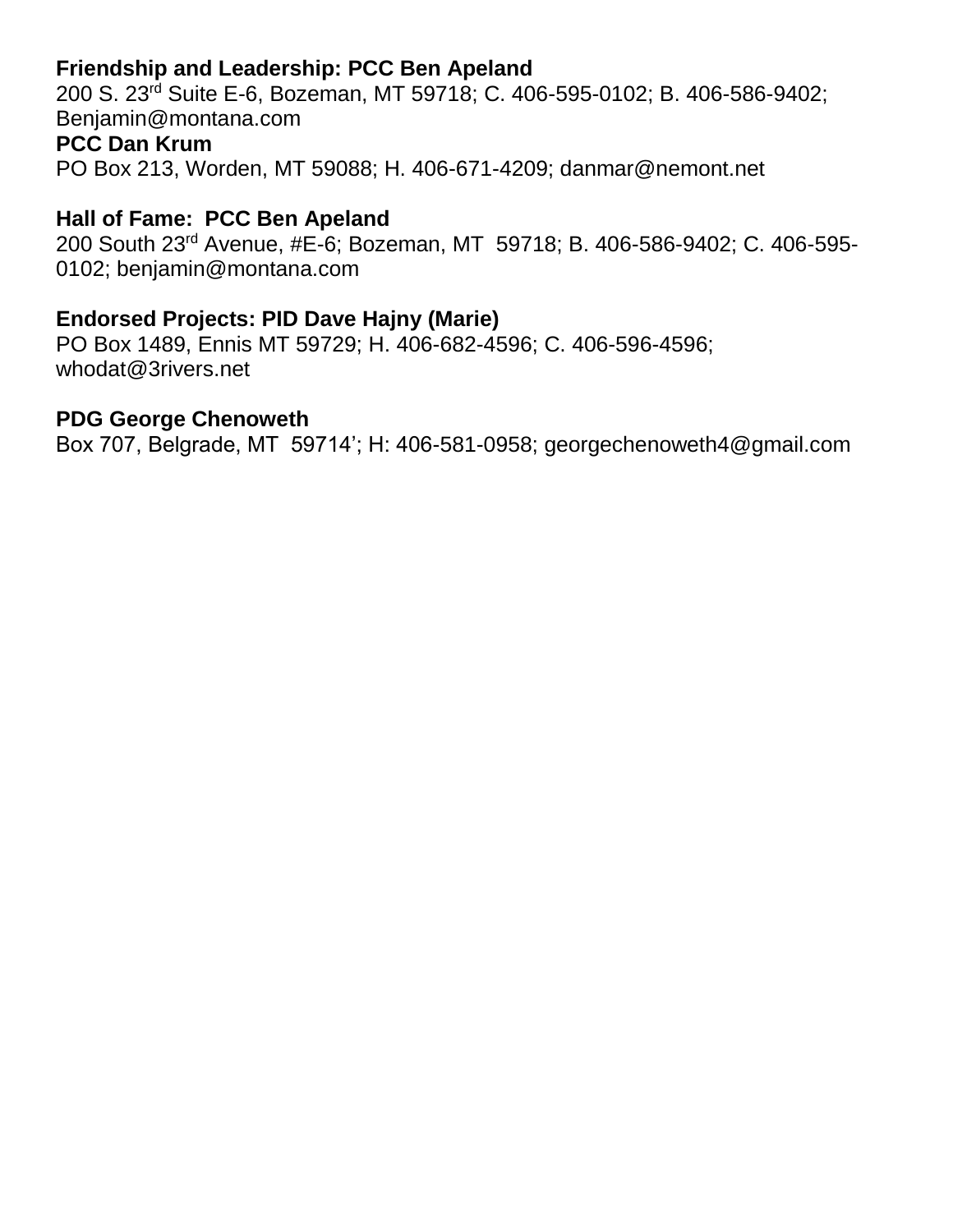**Friendship and Leadership: PCC Ben Apeland**
200 S. 23rd Suite E-6, Bozeman, MT 59718; C. 406-595-0102; B. 406-586-9402; Benjamin@montana.com
**PCC Dan Krum**
PO Box 213, Worden, MT 59088; H. 406-671-4209; danmar@nemont.net

**Hall of Fame: PCC Ben Apeland**
200 South 23rd Avenue, #E-6; Bozeman, MT 59718; B. 406-586-9402; C. 406-595-0102; benjamin@montana.com

**Endorsed Projects: PID Dave Hajny (Marie)**
PO Box 1489, Ennis MT 59729; H. 406-682-4596; C. 406-596-4596; whodat@3rivers.net

**PDG George Chenoweth**
Box 707, Belgrade, MT 59714'; H: 406-581-0958; georgechenoweth4@gmail.com